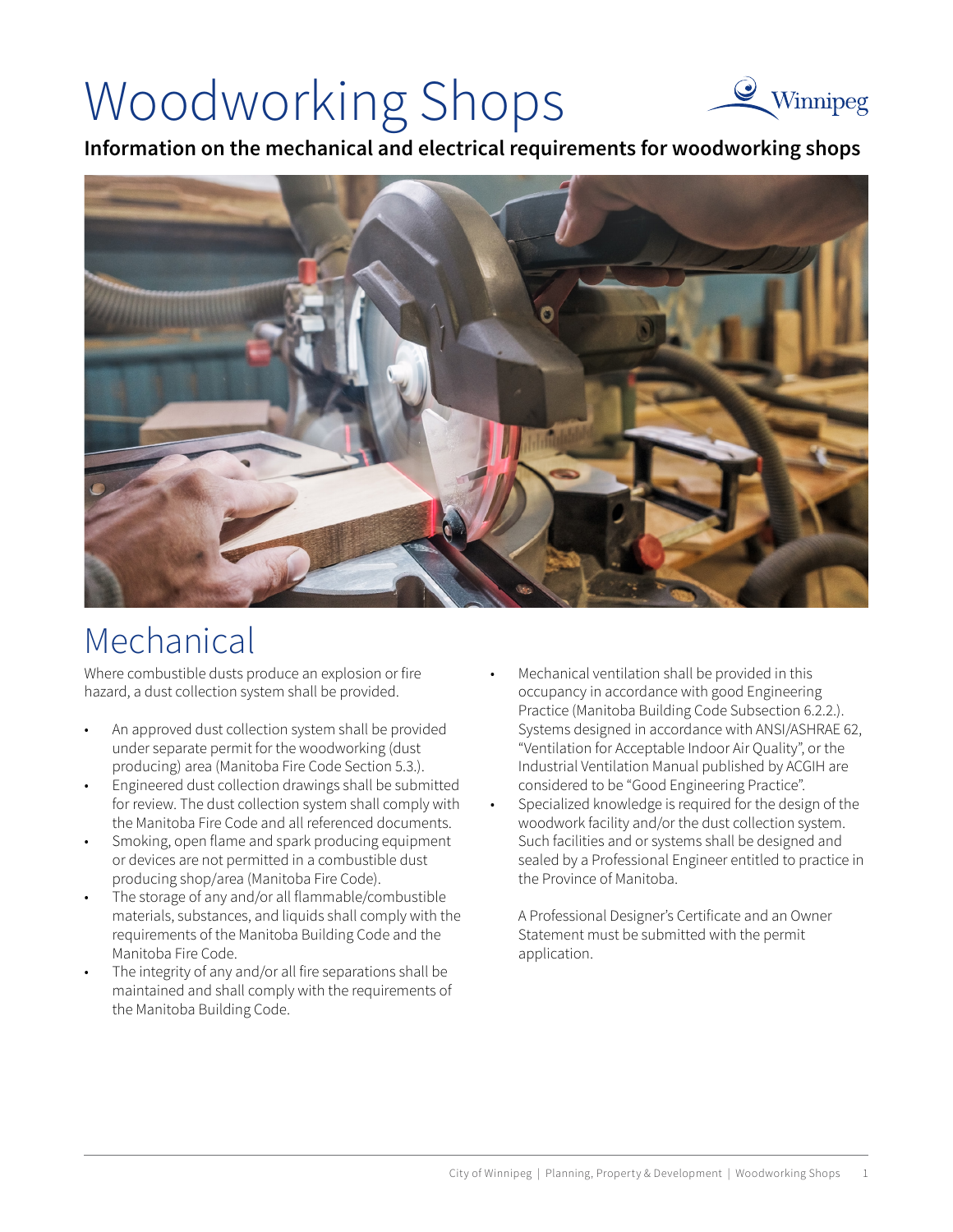# Woodworking Shops

**Information on the mechanical and electrical requirements for woodworking shops**

## Mechanical

Where combustible dusts produce an explosion or fire hazard, a dust collection system shall be provided.

- An approved dust collection system shall be provided under separate permit for the woodworking (dust producing) area (Manitoba Fire Code Section 5.3.).
- Engineered dust collection drawings shall be submitted for review. The dust collection system shall comply with the Manitoba Fire Code and all referenced documents.
- Smoking, open flame and spark producing equipment or devices are not permitted in a combustible dust producing shop/area (Manitoba Fire Code).
- The storage of any and/or all flammable/combustible materials, substances, and liquids shall comply with the requirements of the Manitoba Building Code and the Manitoba Fire Code.
- The integrity of any and/or all fire separations shall be maintained and shall comply with the requirements of the Manitoba Building Code.
- Mechanical ventilation shall be provided in this occupancy in accordance with good Engineering Practice (Manitoba Building Code Subsection 6.2.2.). Systems designed in accordance with ANSI/ASHRAE 62, "Ventilation for Acceptable Indoor Air Quality", or the Industrial Ventilation Manual published by ACGIH are considered to be "Good Engineering Practice".
- Specialized knowledge is required for the design of the woodwork facility and/or the dust collection system. Such facilities and or systems shall be designed and sealed by a Professional Engineer entitled to practice in the Province of Manitoba.

  A Professional Designer's Certificate and an Owner Statement must be submitted with the permit application.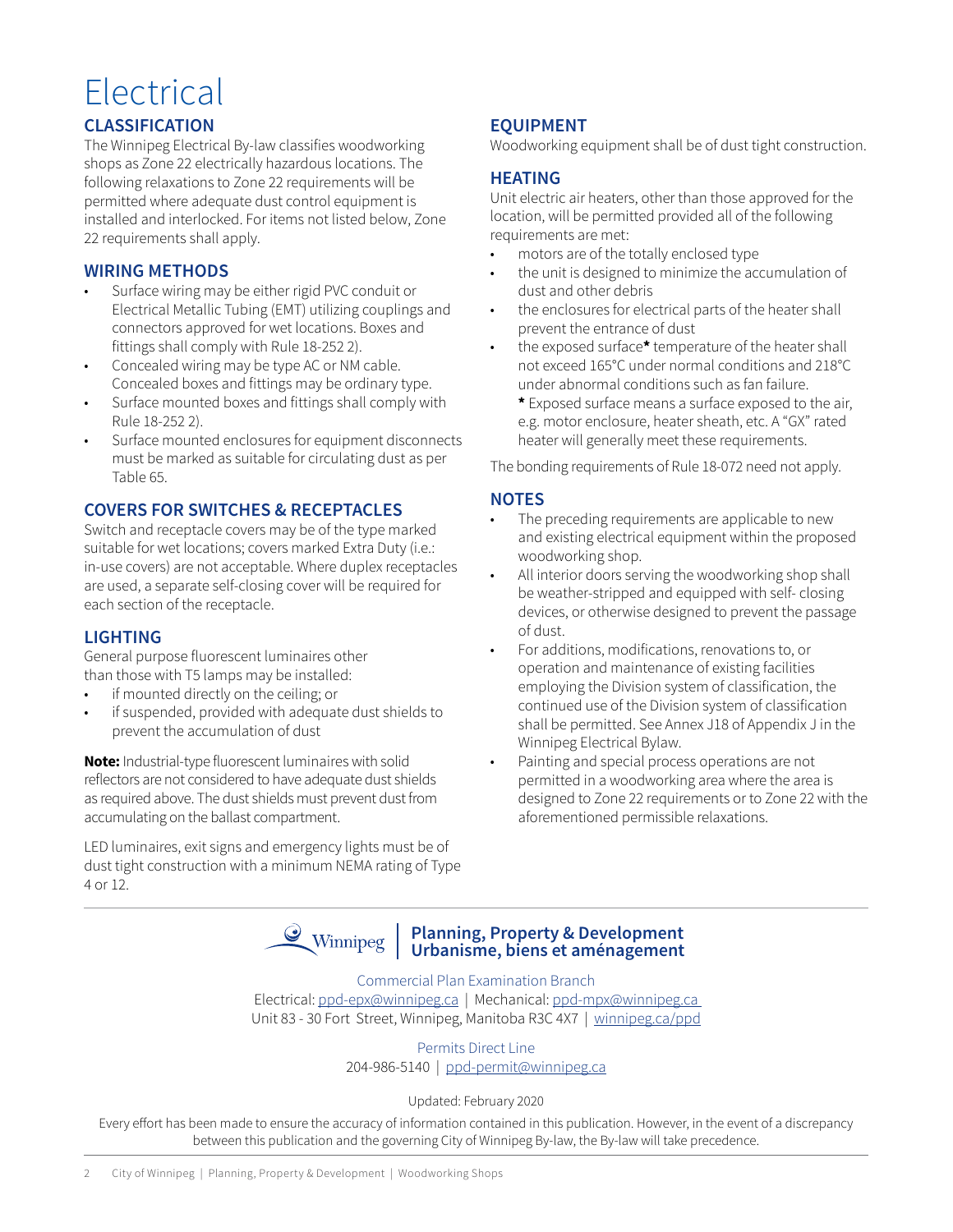# Electrical

## CLASSIFICATION

The Winnipeg Electrical By-law classifies woodworking shops as Zone 22 electrically hazardous locations. The following relaxations to Zone 22 requirements will be permitted where adequate dust control equipment is installed and interlocked. For items not listed below, Zone 22 requirements shall apply.

## WIRING METHODS

- Surface wiring may be either rigid PVC conduit or Electrical Metallic Tubing (EMT) utilizing couplings and connectors approved for wet locations. Boxes and fittings shall comply with Rule 18-252 2).
- Concealed wiring may be type AC or NM cable. Concealed boxes and fittings may be ordinary type.
- Surface mounted boxes and fittings shall comply with Rule 18-252 2).
- Surface mounted enclosures for equipment disconnects must be marked as suitable for circulating dust as per Table 65.

## COVERS FOR SWITCHES & RECEPTACLES

Switch and receptacle covers may be of the type marked suitable for wet locations; covers marked Extra Duty (i.e.: in-use covers) are not acceptable. Where duplex receptacles are used, a separate self-closing cover will be required for each section of the receptacle.

## LIGHTING

General purpose fluorescent luminaires other than those with T5 lamps may be installed:

- if mounted directly on the ceiling; or
- if suspended, provided with adequate dust shields to prevent the accumulation of dust

**Note:** Industrial-type fluorescent luminaires with solid reflectors are not considered to have adequate dust shields as required above. The dust shields must prevent dust from accumulating on the ballast compartment.

LED luminaires, exit signs and emergency lights must be of dust tight construction with a minimum NEMA rating of Type 4 or 12.

## EQUIPMENT

Woodworking equipment shall be of dust tight construction.

## HEATING

Unit electric air heaters, other than those approved for the location, will be permitted provided all of the following requirements are met:

- motors are of the totally enclosed type
- the unit is designed to minimize the accumulation of dust and other debris
- the enclosures for electrical parts of the heater shall prevent the entrance of dust
- the exposed surface**\*** temperature of the heater shall not exceed 165°C under normal conditions and 218°C under abnormal conditions such as fan failure.

  **\*** Exposed surface means a surface exposed to the air, e.g. motor enclosure, heater sheath, etc. A "GX" rated heater will generally meet these requirements.

The bonding requirements of Rule 18-072 need not apply.

## NOTES

- The preceding requirements are applicable to new and existing electrical equipment within the proposed woodworking shop.
- All interior doors serving the woodworking shop shall be weather-stripped and equipped with self- closing devices, or otherwise designed to prevent the passage of dust.
- For additions, modifications, renovations to, or operation and maintenance of existing facilities employing the Division system of classification, the continued use of the Division system of classification shall be permitted. See Annex J18 of Appendix J in the Winnipeg Electrical Bylaw.
- Painting and special process operations are not permitted in a woodworking area where the area is designed to Zone 22 requirements or to Zone 22 with the aforementioned permissible relaxations.

---

Winnipeg | **Planning, Property & Development**
**Urbanisme, biens et aménagement**

Commercial Plan Examination Branch
Electrical: ppd-epx@winnipeg.ca | Mechanical: ppd-mpx@winnipeg.ca
Unit 83 - 30 Fort Street, Winnipeg, Manitoba R3C 4X7 | winnipeg.ca/ppd

Permits Direct Line
204-986-5140 | ppd-permit@winnipeg.ca

Updated: February 2020

Every effort has been made to ensure the accuracy of information contained in this publication. However, in the event of a discrepancy between this publication and the governing City of Winnipeg By-law, the By-law will take precedence.